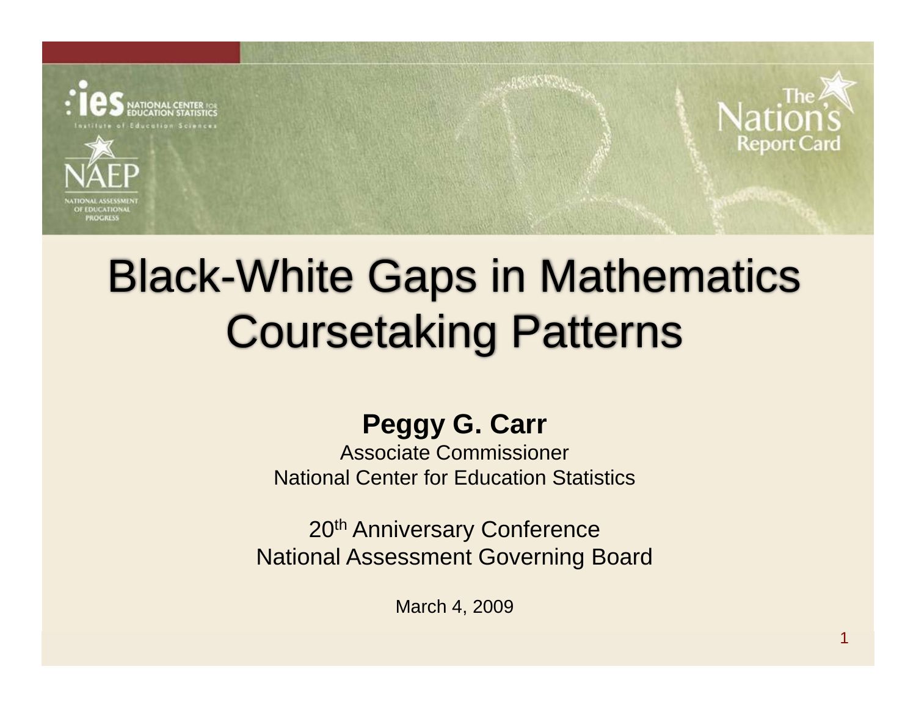# Black-White Gaps in Mathematics Coursetaking Patterns

**Peggy G. Carr**

Associate Commissioner

National Center for Education Statistics

20th Anniversary Conference

National Assessment Governing Board

March 4, 2009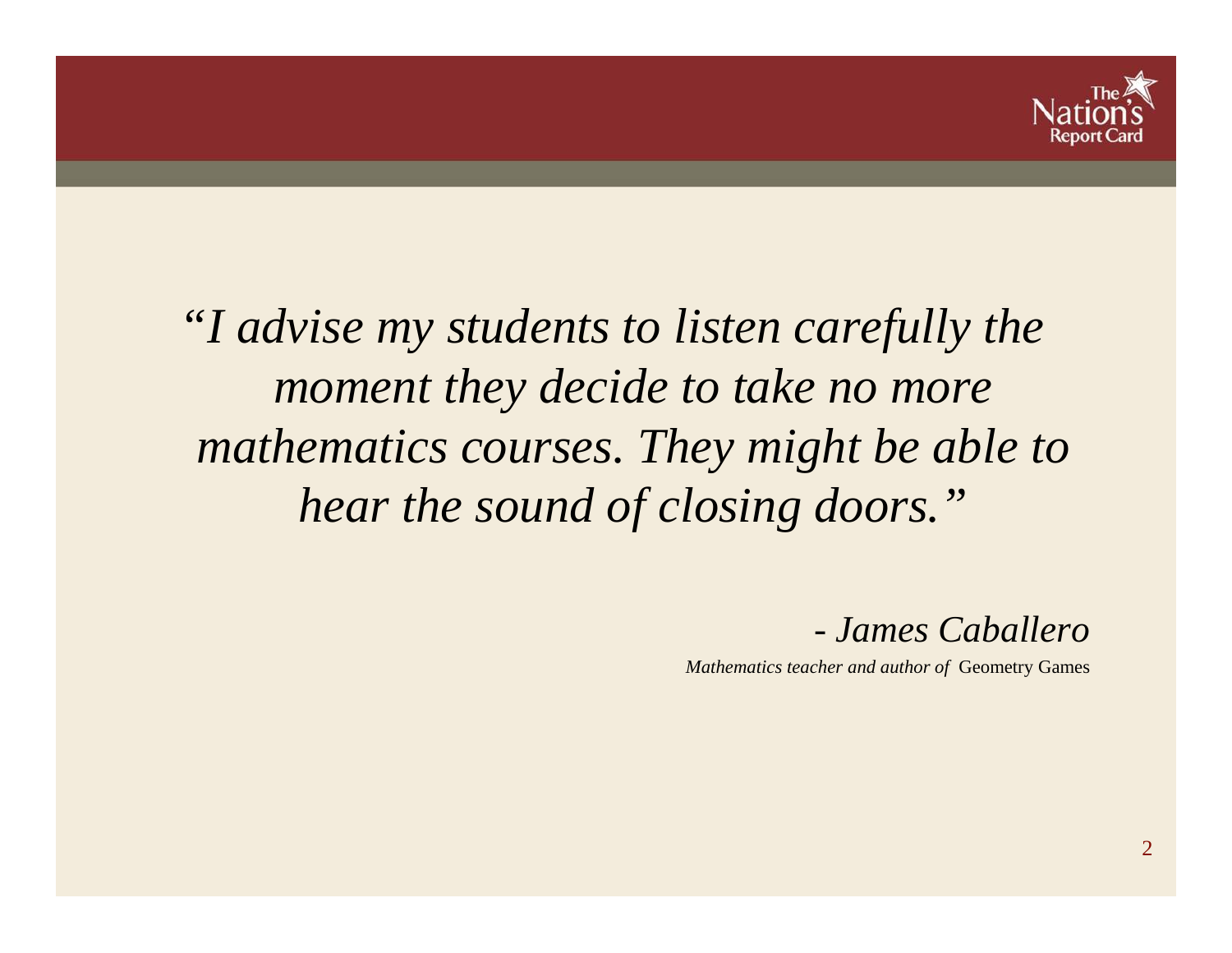*"I advise my students to listen carefully the moment they decide to take no more mathematics courses. They might be able to hear the sound of closing doors."*

*- James Caballero*

*Mathematics teacher and author of* Geometry Games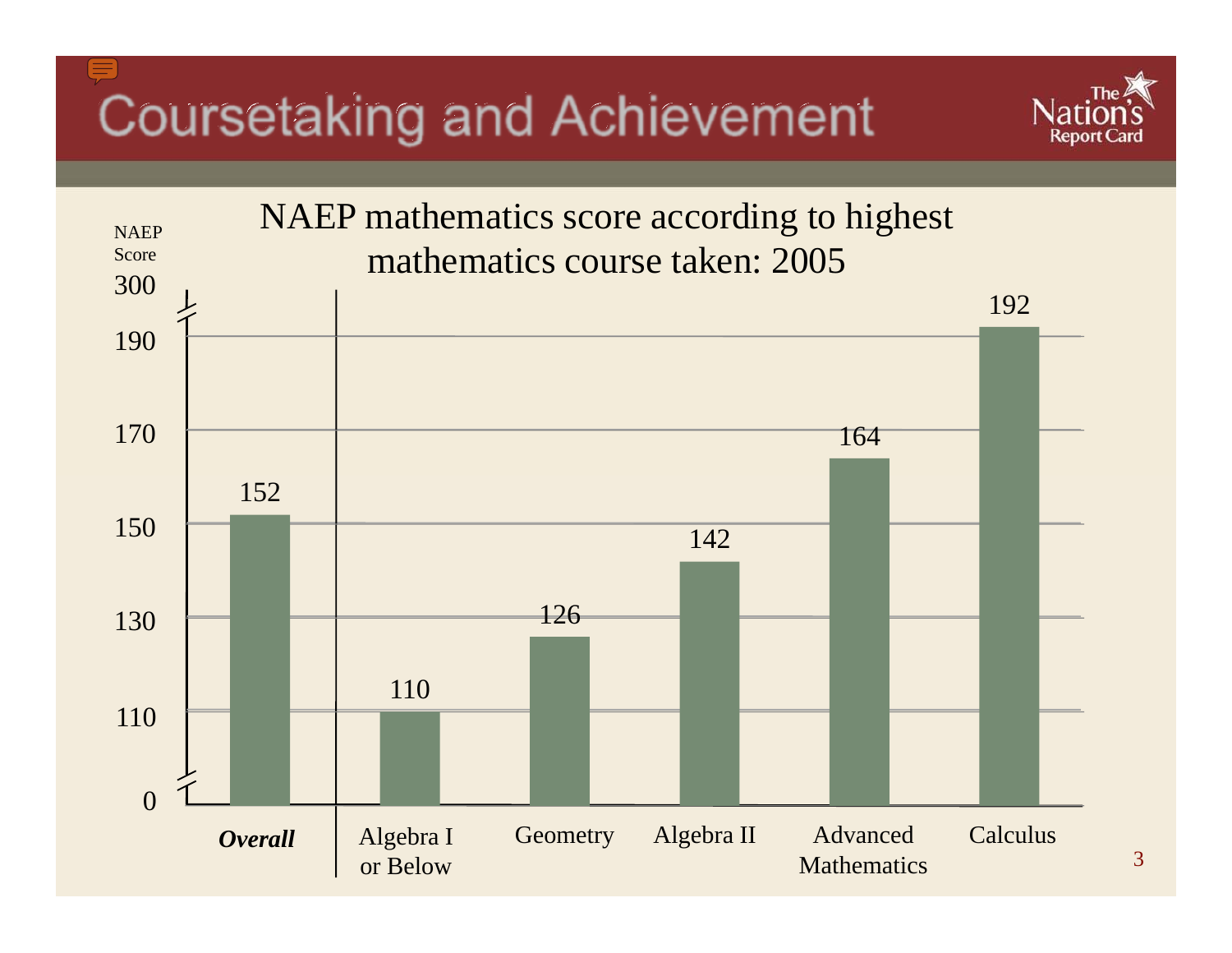# Coursetaking and Achievement

## NAEP mathematics score according to highest mathematics course taken: 2005

| Highest mathematics course taken | NAEP Score |
|---|---|
| ***Overall*** | 152 |
| Algebra I or Below | 110 |
| Geometry | 126 |
| Algebra II | 142 |
| Advanced Mathematics | 164 |
| Calculus | 192 |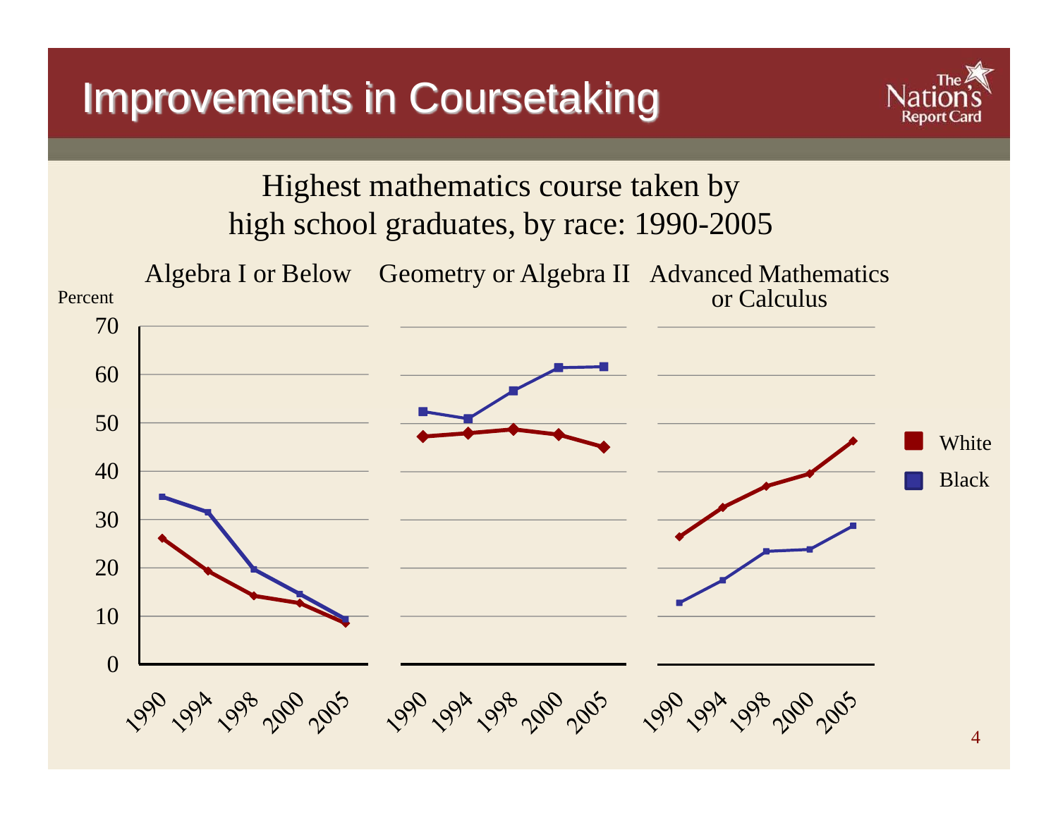# Improvements in Coursetaking

Highest mathematics course taken by high school graduates, by race: 1990-2005

Algebra I or Below

Geometry or Algebra II

Advanced Mathematics or Calculus

Percent

70
60
50
40
30
20
10
0

1990 1994 1998 2000 2005

White

Black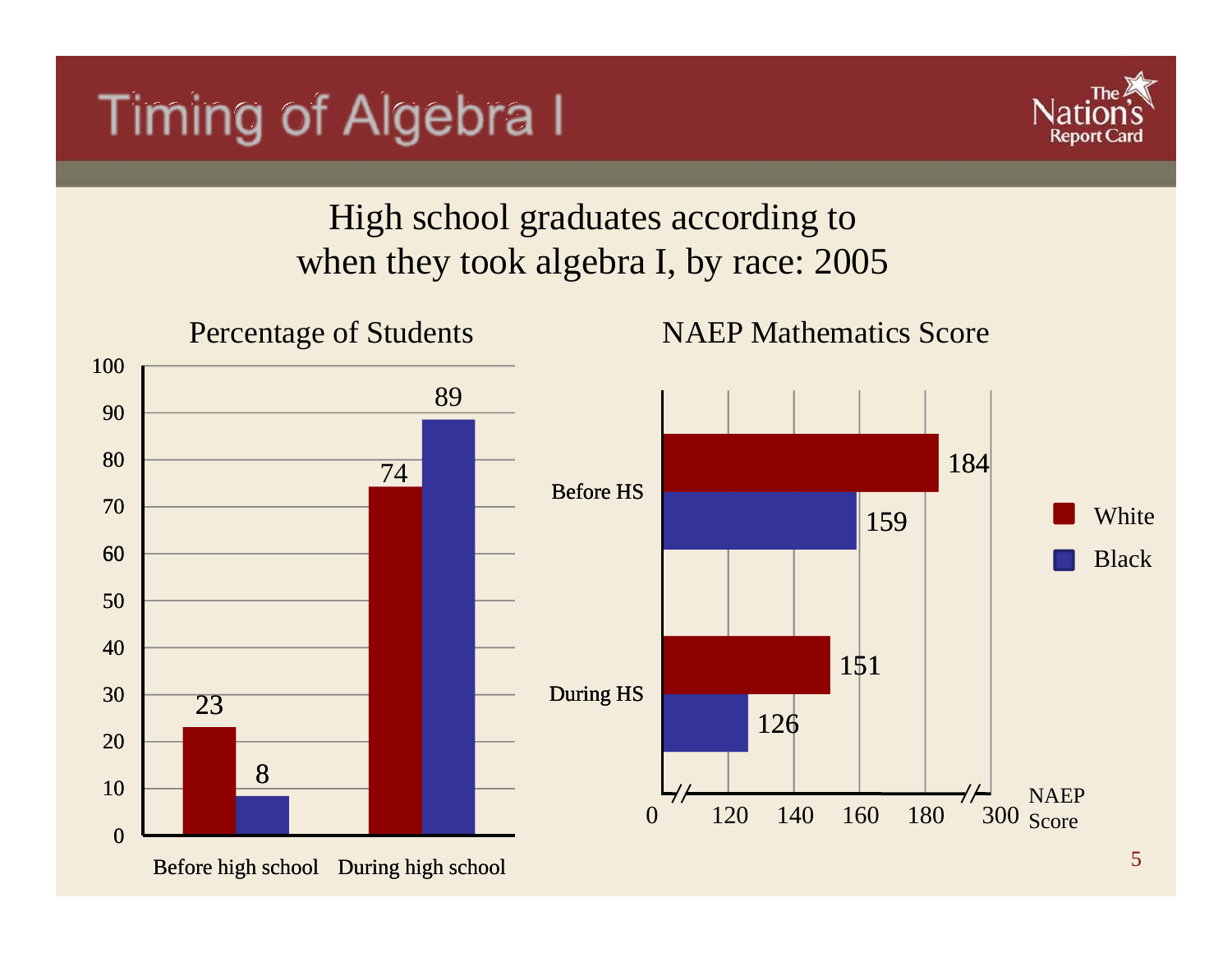# Timing of Algebra I

High school graduates according to when they took algebra I, by race: 2005

**Percentage of Students**

| | White | Black |
|---|---|---|
| Before high school | 23 | 8 |
| During high school | 74 | 89 |

**NAEP Mathematics Score**

| | White | Black |
|---|---|---|
| Before HS | 184 | 159 |
| During HS | 151 | 126 |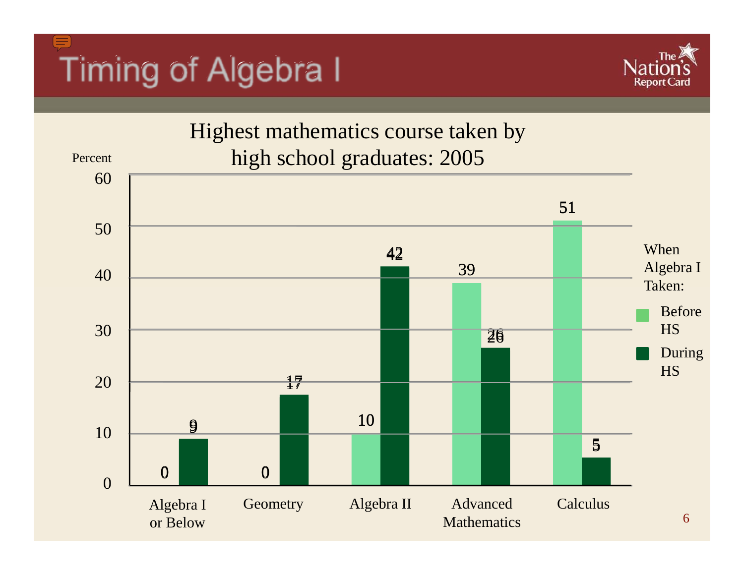# Timing of Algebra I

## Highest mathematics course taken by high school graduates: 2005

Percent

| Highest course | When Algebra I Taken: Before HS | When Algebra I Taken: During HS |
|---|---|---|
| Algebra I or Below | 0 | 9 |
| Geometry | 0 | 17 |
| Algebra II | 10 | 42 |
| Advanced Mathematics | 39 | 26 |
| Calculus | 51 | 5 |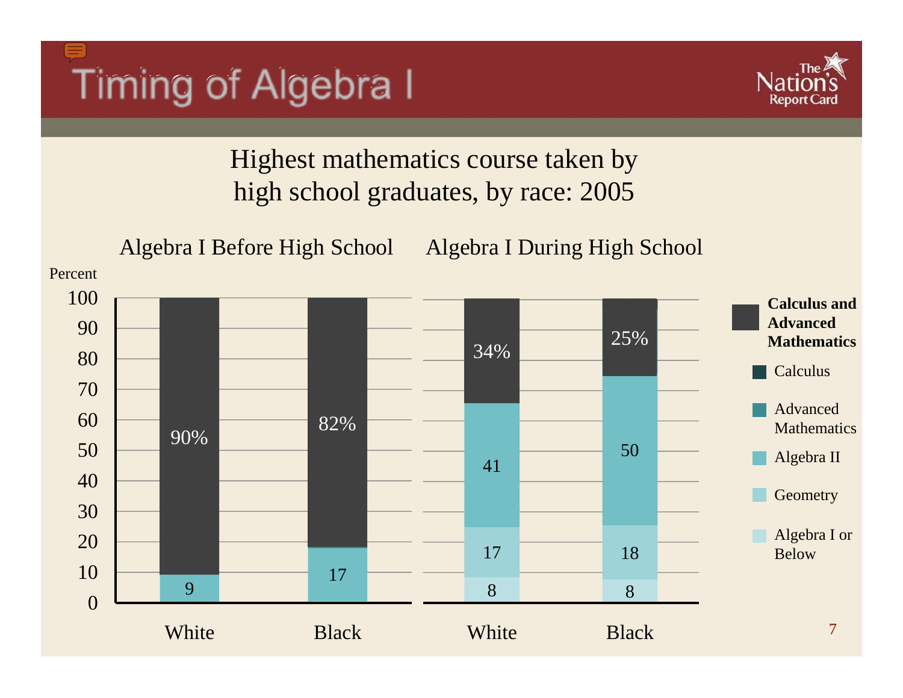# Timing of Algebra I

## Highest mathematics course taken by high school graduates, by race: 2005

| Category | Algebra I Before High School: White | Algebra I Before High School: Black | Algebra I During High School: White | Algebra I During High School: Black |
|---|---|---|---|---|
| Calculus and Advanced Mathematics | 90% | 82% | 34% | 25% |
| Algebra II | 9 | 17 | 41 | 50 |
| Geometry | | | 17 | 18 |
| Algebra I or Below | | | 8 | 8 |

Legend: Calculus and Advanced Mathematics (Calculus; Advanced Mathematics); Algebra II; Geometry; Algebra I or Below

Percent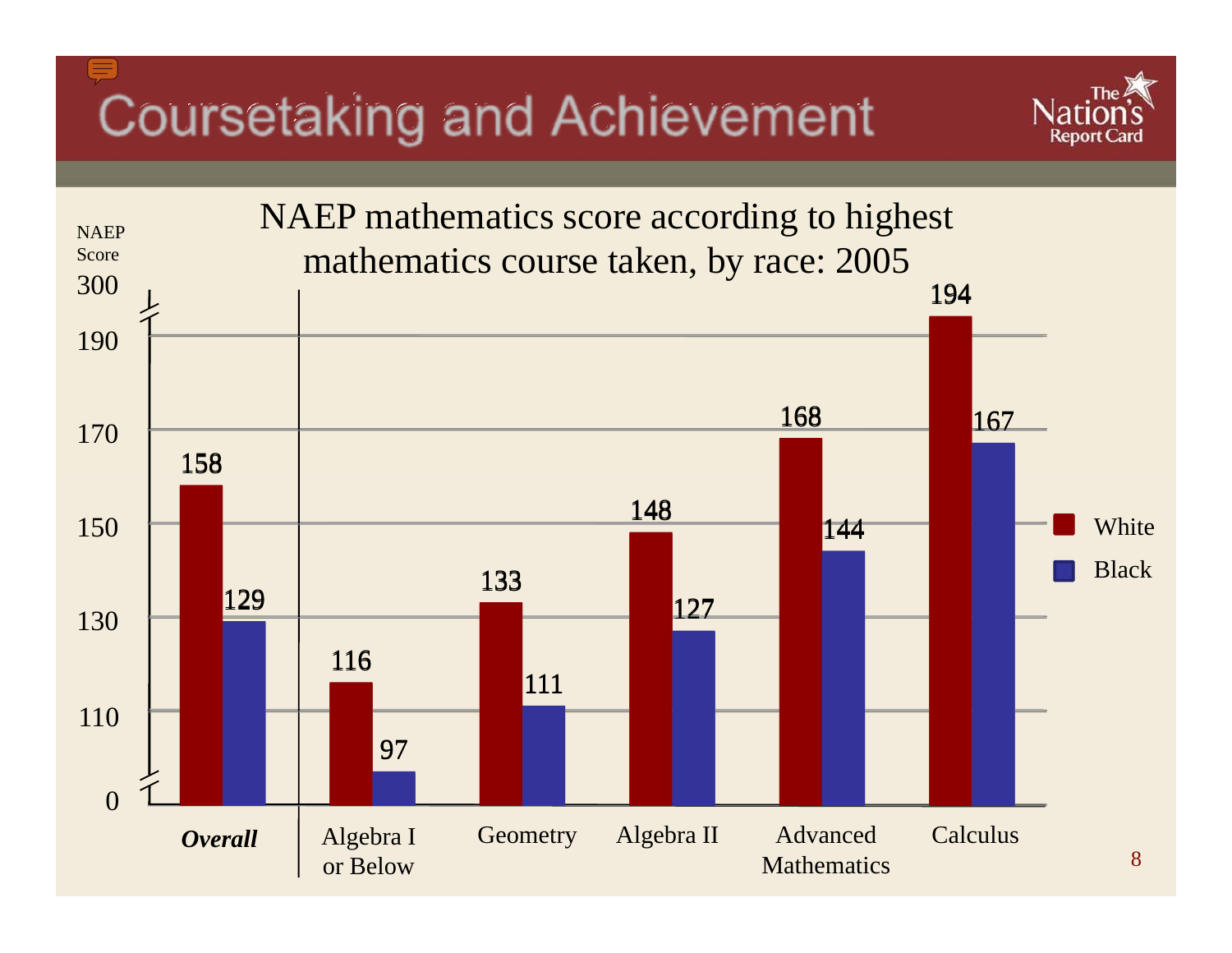# Coursetaking and Achievement

## NAEP mathematics score according to highest mathematics course taken, by race: 2005

| Course | White | Black |
|---|---|---|
| *Overall* | 158 | 129 |
| Algebra I or Below | 116 | 97 |
| Geometry | 133 | 111 |
| Algebra II | 148 | 127 |
| Advanced Mathematics | 168 | 144 |
| Calculus | 194 | 167 |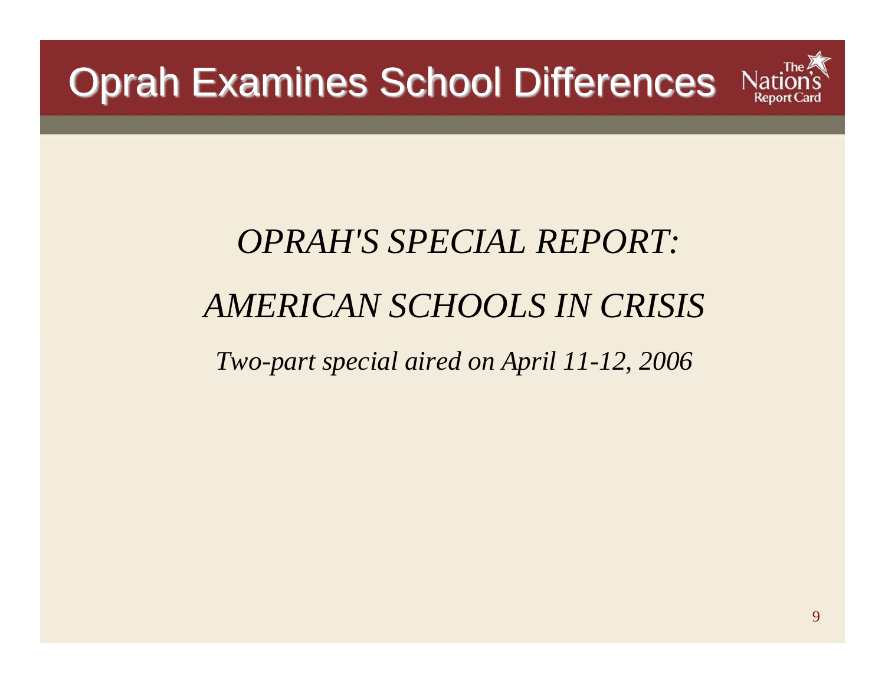# Oprah Examines School Differences

*OPRAH'S SPECIAL REPORT:*

*AMERICAN SCHOOLS IN CRISIS*

*Two-part special aired on April 11-12, 2006*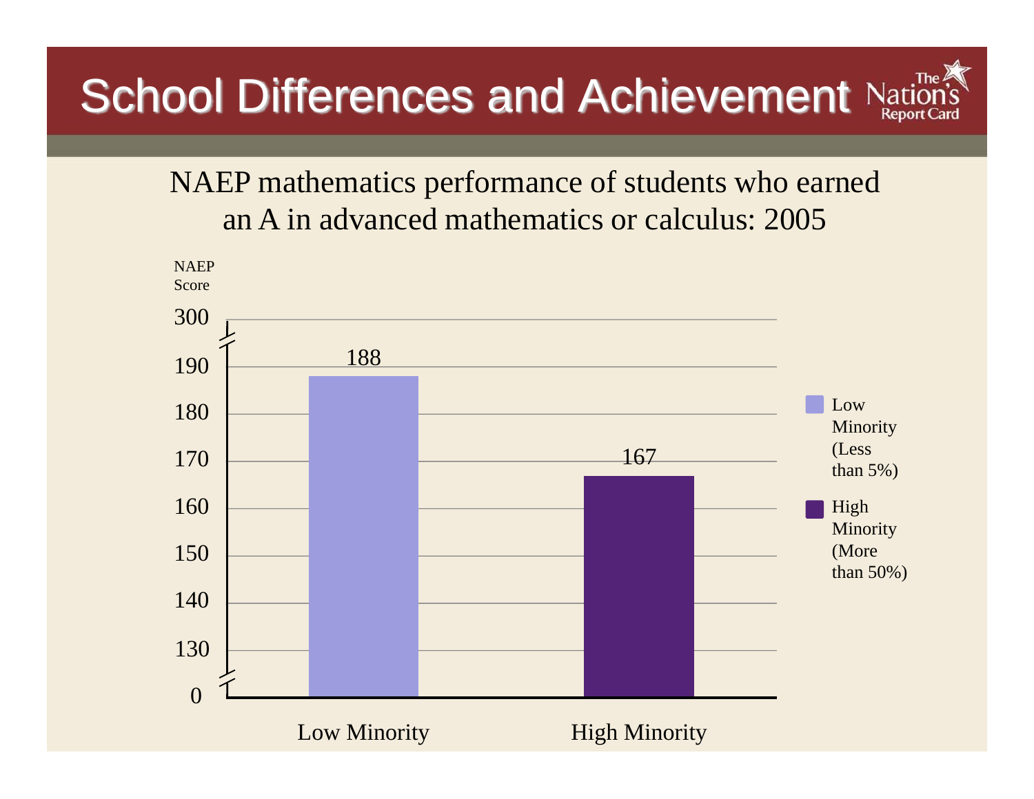# School Differences and Achievement

NAEP mathematics performance of students who earned an A in advanced mathematics or calculus: 2005

| | NAEP Score |
| --- | --- |
| Low Minority (Less than 5%) | 188 |
| High Minority (More than 50%) | 167 |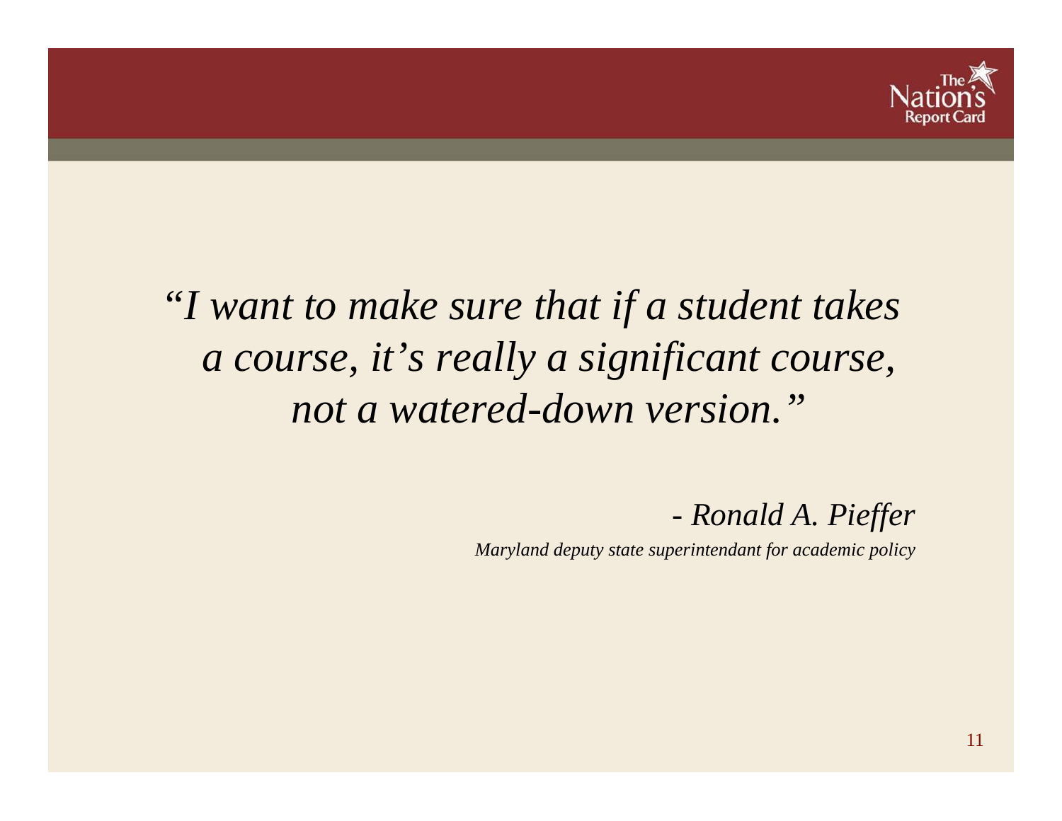*"I want to make sure that if a student takes a course, it's really a significant course, not a watered-down version."*

*- Ronald A. Pieffer*

*Maryland deputy state superintendant for academic policy*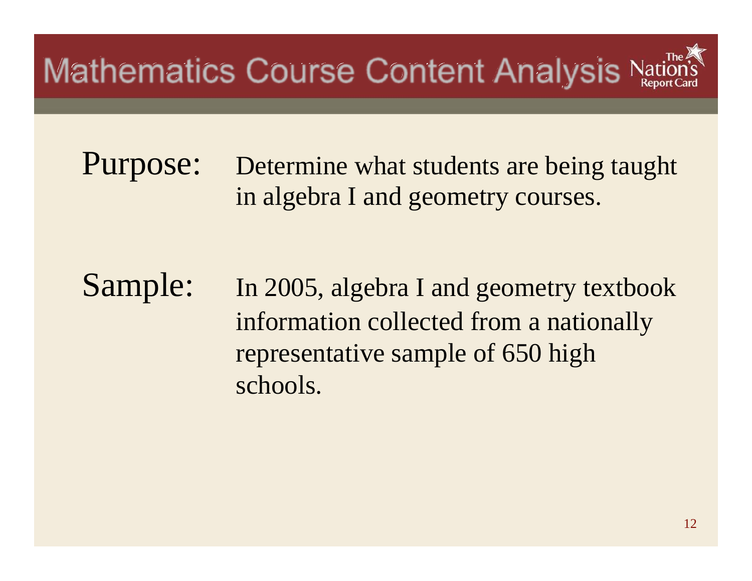# Mathematics Course Content Analysis

The Nation's Report Card

**Purpose:** Determine what students are being taught in algebra I and geometry courses.

**Sample:** In 2005, algebra I and geometry textbook information collected from a nationally representative sample of 650 high schools.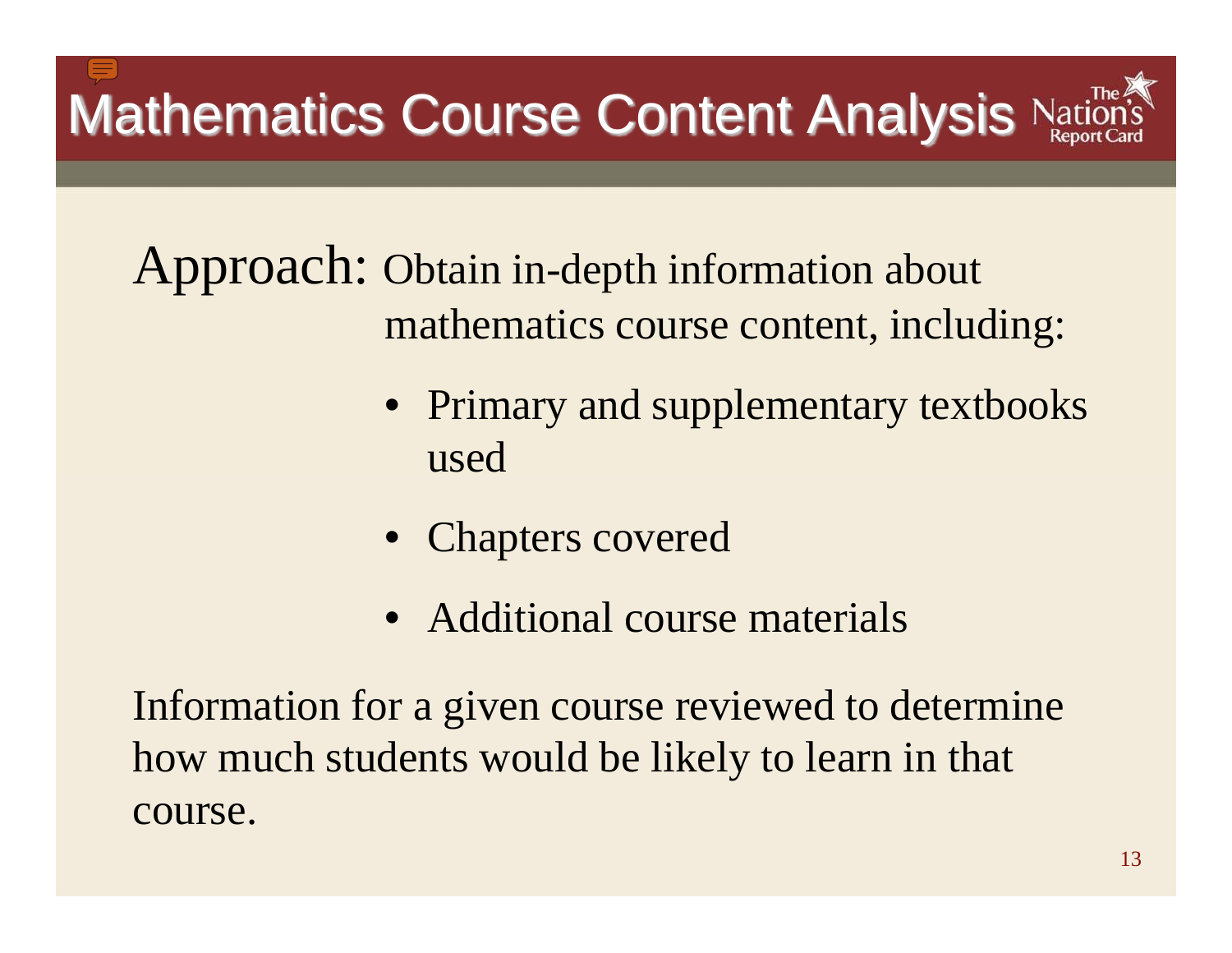# Mathematics Course Content Analysis

Approach: Obtain in-depth information about mathematics course content, including:

- Primary and supplementary textbooks used
- Chapters covered
- Additional course materials

Information for a given course reviewed to determine how much students would be likely to learn in that course.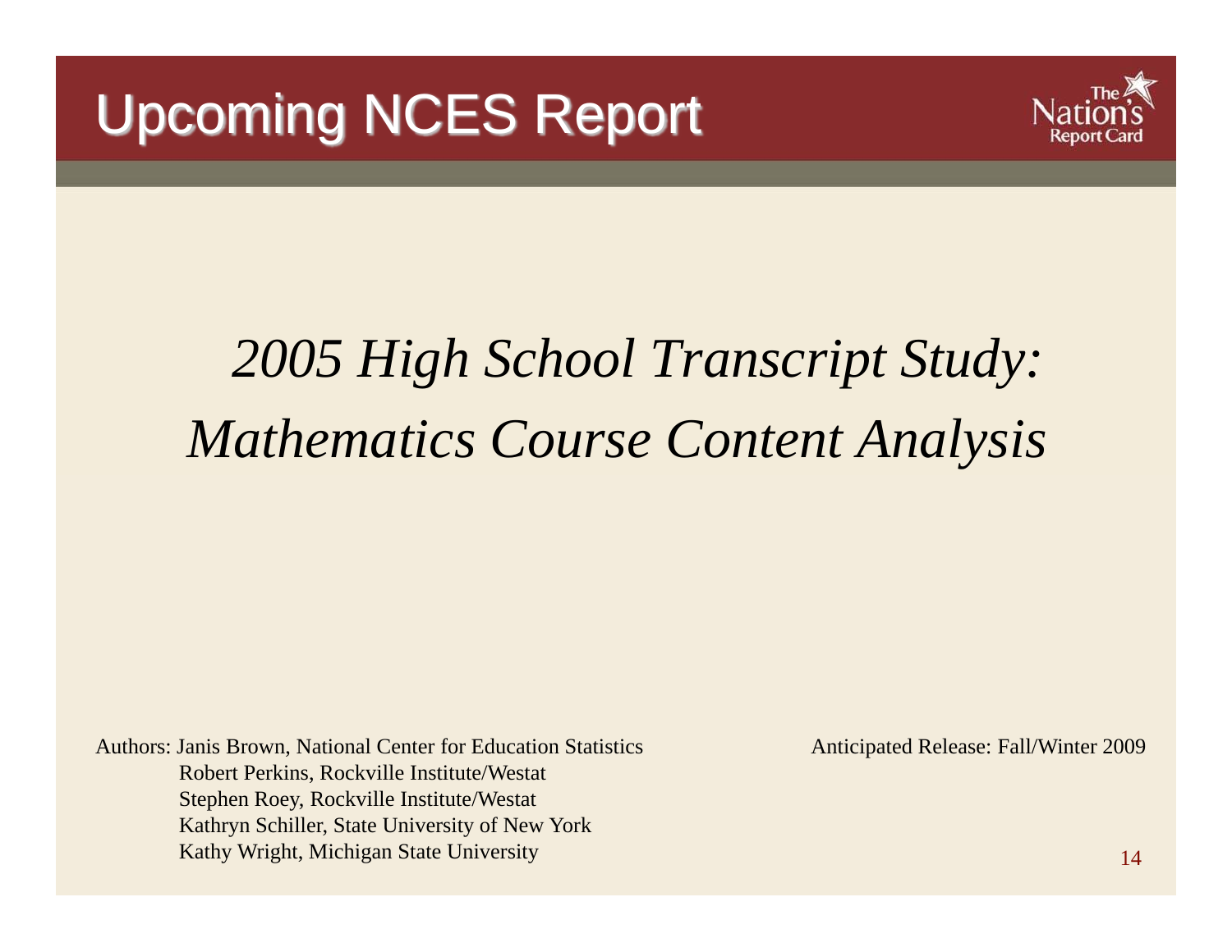# Upcoming NCES Report

*2005 High School Transcript Study: Mathematics Course Content Analysis*

Authors: Janis Brown, National Center for Education Statistics
Robert Perkins, Rockville Institute/Westat
Stephen Roey, Rockville Institute/Westat
Kathryn Schiller, State University of New York
Kathy Wright, Michigan State University

Anticipated Release: Fall/Winter 2009